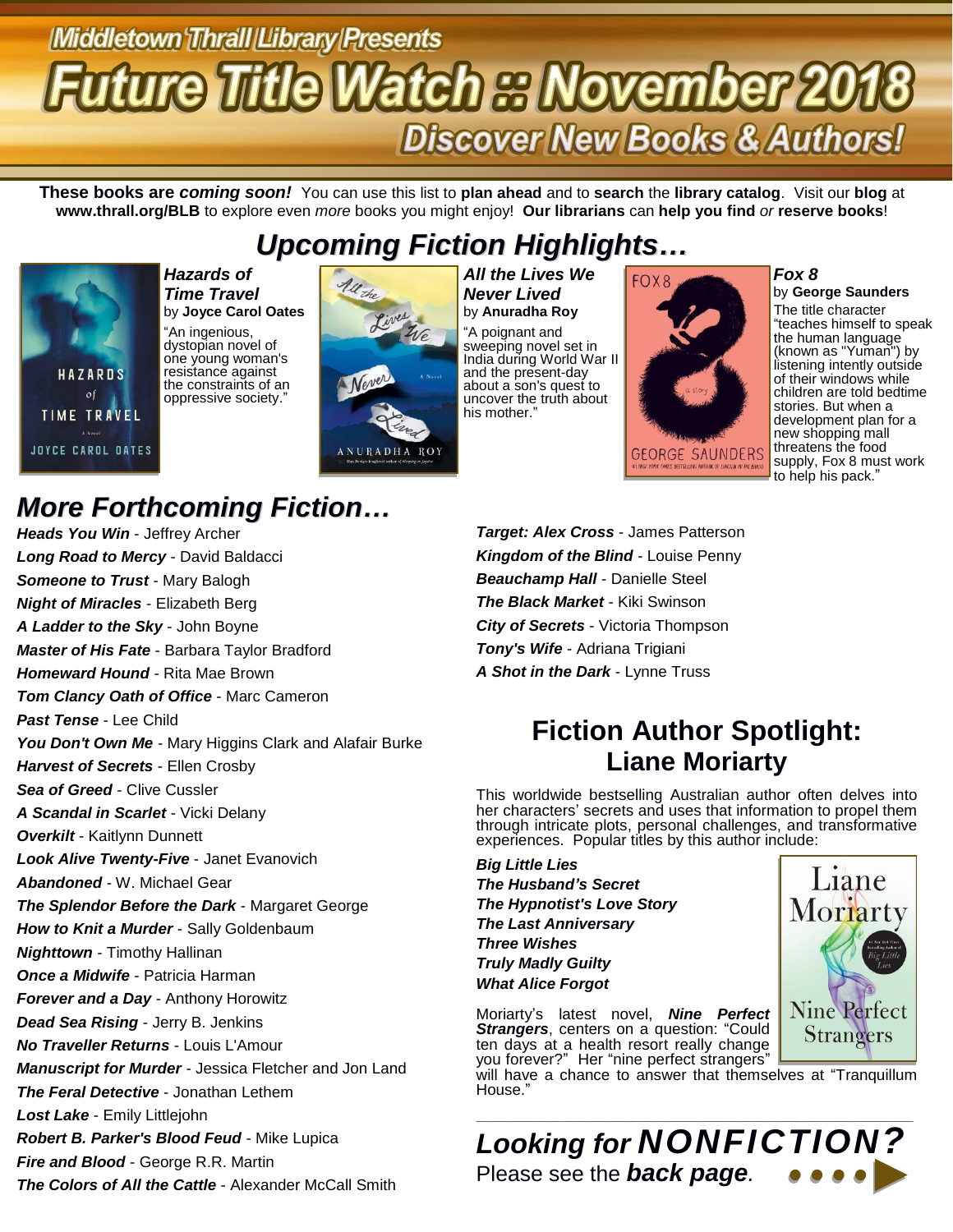Middletown Thrall Library Presents

# Future Title Watch :: November 2018

## Discover New Books & Authors!

**These books are *coming soon!*** You can use this list to **plan ahead** and to **search** the **library catalog**. Visit our **blog** at **www.thrall.org/BLB** to explore even *more* books you might enjoy! **Our librarians** can **help you find** *or* **reserve books**!

## *Upcoming Fiction Highlights…*

***Hazards of Time Travel***
by **Joyce Carol Oates**
"An ingenious, dystopian novel of one young woman's resistance against the constraints of an oppressive society."

***All the Lives We Never Lived***
by **Anuradha Roy**
"A poignant and sweeping novel set in India during World War II and the present-day about a son's quest to uncover the truth about his mother."

***Fox 8***
by **George Saunders**
The title character "teaches himself to speak the human language (known as "Yuman") by listening intently outside of their windows while children are told bedtime stories. But when a development plan for a new shopping mall threatens the food supply, Fox 8 must work to help his pack."

## *More Forthcoming Fiction…*

***Heads You Win*** - Jeffrey Archer
***Long Road to Mercy*** - David Baldacci
***Someone to Trust*** - Mary Balogh
***Night of Miracles*** - Elizabeth Berg
***A Ladder to the Sky*** - John Boyne
***Master of His Fate*** - Barbara Taylor Bradford
***Homeward Hound*** - Rita Mae Brown
***Tom Clancy Oath of Office*** - Marc Cameron
***Past Tense*** - Lee Child
***You Don't Own Me*** - Mary Higgins Clark and Alafair Burke
***Harvest of Secrets*** - Ellen Crosby
***Sea of Greed*** - Clive Cussler
***A Scandal in Scarlet*** - Vicki Delany
***Overkilt*** - Kaitlynn Dunnett
***Look Alive Twenty-Five*** - Janet Evanovich
***Abandoned*** - W. Michael Gear
***The Splendor Before the Dark*** - Margaret George
***How to Knit a Murder*** - Sally Goldenbaum
***Nighttown*** - Timothy Hallinan
***Once a Midwife*** - Patricia Harman
***Forever and a Day*** - Anthony Horowitz
***Dead Sea Rising*** - Jerry B. Jenkins
***No Traveller Returns*** - Louis L'Amour
***Manuscript for Murder*** - Jessica Fletcher and Jon Land
***The Feral Detective*** - Jonathan Lethem
***Lost Lake*** - Emily Littlejohn
***Robert B. Parker's Blood Feud*** - Mike Lupica
***Fire and Blood*** - George R.R. Martin
***The Colors of All the Cattle*** - Alexander McCall Smith
***Target: Alex Cross*** - James Patterson
***Kingdom of the Blind*** - Louise Penny
***Beauchamp Hall*** - Danielle Steel
***The Black Market*** - Kiki Swinson
***City of Secrets*** - Victoria Thompson
***Tony's Wife*** - Adriana Trigiani
***A Shot in the Dark*** - Lynne Truss

## Fiction Author Spotlight: Liane Moriarty

This worldwide bestselling Australian author often delves into her characters' secrets and uses that information to propel them through intricate plots, personal challenges, and transformative experiences. Popular titles by this author include:

***Big Little Lies***
***The Husband's Secret***
***The Hypnotist's Love Story***
***The Last Anniversary***
***Three Wishes***
***Truly Madly Guilty***
***What Alice Forgot***

Moriarty's latest novel, ***Nine Perfect Strangers***, centers on a question: "Could ten days at a health resort really change you forever?" Her "nine perfect strangers" will have a chance to answer that themselves at "Tranquillum House."

## *Looking for NONFICTION?*

Please see the ***back page***.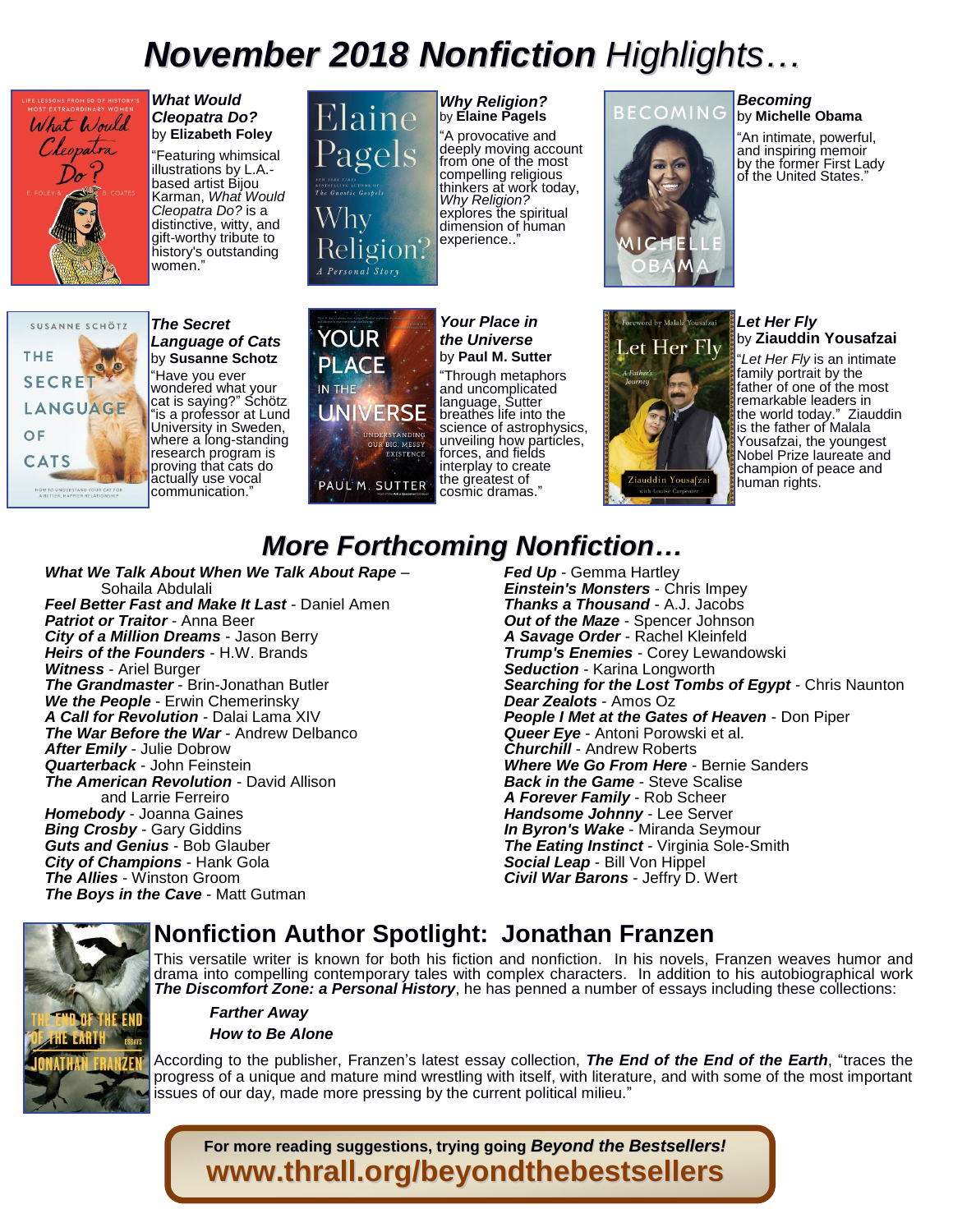# *November 2018 Nonfiction Highlights…*

***What Would Cleopatra Do?***
by **Elizabeth Foley**

"Featuring whimsical illustrations by L.A.-based artist Bijou Karman, *What Would Cleopatra Do?* is a distinctive, witty, and gift-worthy tribute to history's outstanding women."

***Why Religion?***
by **Elaine Pagels**

"A provocative and deeply moving account from one of the most compelling religious thinkers at work today, *Why Religion?* explores the spiritual dimension of human experience.."

***Becoming***
by **Michelle Obama**

"An intimate, powerful, and inspiring memoir by the former First Lady of the United States."

***The Secret Language of Cats***
by **Susanne Schotz**

"Have you ever wondered what your cat is saying?" Schötz "is a professor at Lund University in Sweden, where a long-standing research program is proving that cats do actually use vocal communication."

***Your Place in the Universe***
by **Paul M. Sutter**

"Through metaphors and uncomplicated language, Sutter breathes life into the science of astrophysics, unveiling how particles, forces, and fields interplay to create the greatest of cosmic dramas."

***Let Her Fly***
by **Ziauddin Yousafzai**

"*Let Her Fly* is an intimate family portrait by the father of one of the most remarkable leaders in the world today." Ziauddin is the father of Malala Yousafzai, the youngest Nobel Prize laureate and champion of peace and human rights.

## *More Forthcoming Nonfiction…*

***What We Talk About When We Talk About Rape*** – Sohaila Abdulali
***Feel Better Fast and Make It Last*** - Daniel Amen
***Patriot or Traitor*** - Anna Beer
***City of a Million Dreams*** - Jason Berry
***Heirs of the Founders*** - H.W. Brands
***Witness*** - Ariel Burger
***The Grandmaster*** - Brin-Jonathan Butler
***We the People*** - Erwin Chemerinsky
***A Call for Revolution*** - Dalai Lama XIV
***The War Before the War*** - Andrew Delbanco
***After Emily*** - Julie Dobrow
***Quarterback*** - John Feinstein
***The American Revolution*** - David Allison and Larrie Ferreiro
***Homebody*** - Joanna Gaines
***Bing Crosby*** - Gary Giddins
***Guts and Genius*** - Bob Glauber
***City of Champions*** - Hank Gola
***The Allies*** - Winston Groom
***The Boys in the Cave*** - Matt Gutman
***Fed Up*** - Gemma Hartley
***Einstein's Monsters*** - Chris Impey
***Thanks a Thousand*** - A.J. Jacobs
***Out of the Maze*** - Spencer Johnson
***A Savage Order*** - Rachel Kleinfeld
***Trump's Enemies*** - Corey Lewandowski
***Seduction*** - Karina Longworth
***Searching for the Lost Tombs of Egypt*** - Chris Naunton
***Dear Zealots*** - Amos Oz
***People I Met at the Gates of Heaven*** - Don Piper
***Queer Eye*** - Antoni Porowski et al.
***Churchill*** - Andrew Roberts
***Where We Go From Here*** - Bernie Sanders
***Back in the Game*** - Steve Scalise
***A Forever Family*** - Rob Scheer
***Handsome Johnny*** - Lee Server
***In Byron's Wake*** - Miranda Seymour
***The Eating Instinct*** - Virginia Sole-Smith
***Social Leap*** - Bill Von Hippel
***Civil War Barons*** - Jeffry D. Wert

## Nonfiction Author Spotlight: Jonathan Franzen

This versatile writer is known for both his fiction and nonfiction. In his novels, Franzen weaves humor and drama into compelling contemporary tales with complex characters. In addition to his autobiographical work ***The Discomfort Zone: a Personal History***, he has penned a number of essays including these collections:

***Farther Away***

***How to Be Alone***

According to the publisher, Franzen's latest essay collection, ***The End of the End of the Earth***, "traces the progress of a unique and mature mind wrestling with itself, with literature, and with some of the most important issues of our day, made more pressing by the current political milieu."

**For more reading suggestions, trying going *Beyond the Bestsellers!***
**www.thrall.org/beyondthebestsellers**